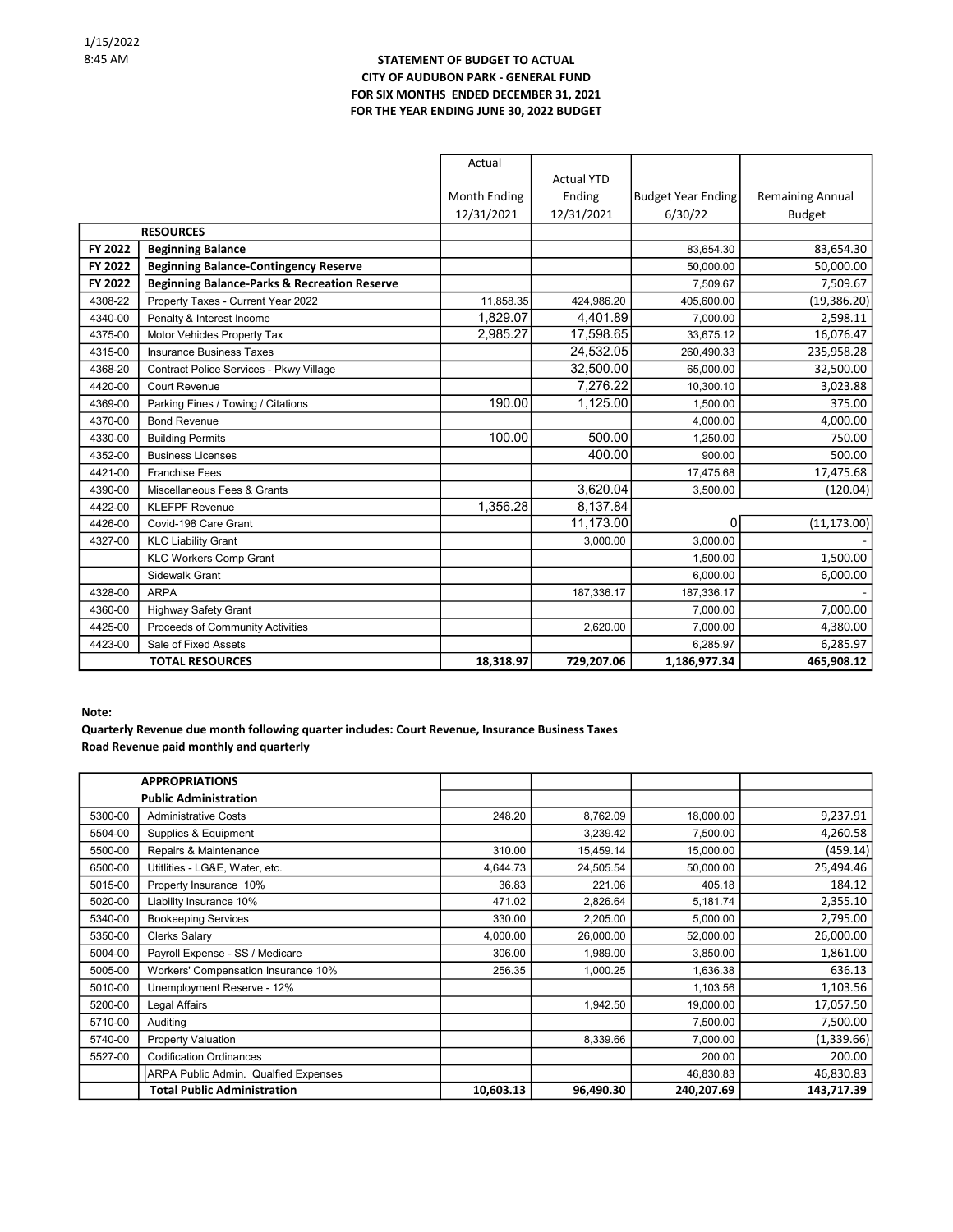1/15/2022
8:45 AM

**STATEMENT OF BUDGET TO ACTUAL**
**CITY OF AUDUBON PARK - GENERAL FUND**
**FOR SIX MONTHS ENDED DECEMBER 31, 2021**
**FOR THE YEAR ENDING JUNE 30, 2022 BUDGET**

| | | Actual Month Ending 12/31/2021 | Actual YTD Ending 12/31/2021 | Budget Year Ending 6/30/22 | Remaining Annual Budget |
|---|---|---|---|---|---|
| | **RESOURCES** | | | | |
| **FY 2022** | **Beginning Balance** | | | 83,654.30 | 83,654.30 |
| **FY 2022** | **Beginning Balance-Contingency Reserve** | | | 50,000.00 | 50,000.00 |
| **FY 2022** | **Beginning Balance-Parks & Recreation Reserve** | | | 7,509.67 | 7,509.67 |
| 4308-22 | Property Taxes - Current Year 2022 | 11,858.35 | 424,986.20 | 405,600.00 | (19,386.20) |
| 4340-00 | Penalty & Interest Income | 1,829.07 | 4,401.89 | 7,000.00 | 2,598.11 |
| 4375-00 | Motor Vehicles Property Tax | 2,985.27 | 17,598.65 | 33,675.12 | 16,076.47 |
| 4315-00 | Insurance Business Taxes | | 24,532.05 | 260,490.33 | 235,958.28 |
| 4368-20 | Contract Police Services - Pkwy Village | | 32,500.00 | 65,000.00 | 32,500.00 |
| 4420-00 | Court Revenue | | 7,276.22 | 10,300.10 | 3,023.88 |
| 4369-00 | Parking Fines / Towing / Citations | 190.00 | 1,125.00 | 1,500.00 | 375.00 |
| 4370-00 | Bond Revenue | | | 4,000.00 | 4,000.00 |
| 4330-00 | Building Permits | 100.00 | 500.00 | 1,250.00 | 750.00 |
| 4352-00 | Business Licenses | | 400.00 | 900.00 | 500.00 |
| 4421-00 | Franchise Fees | | | 17,475.68 | 17,475.68 |
| 4390-00 | Miscellaneous Fees & Grants | | 3,620.04 | 3,500.00 | (120.04) |
| 4422-00 | KLEFPF Revenue | 1,356.28 | 8,137.84 | | |
| 4426-00 | Covid-198 Care Grant | | 11,173.00 | 0 | (11,173.00) |
| 4327-00 | KLC Liability Grant | | 3,000.00 | 3,000.00 | - |
| | KLC Workers Comp Grant | | | 1,500.00 | 1,500.00 |
| | Sidewalk Grant | | | 6,000.00 | 6,000.00 |
| 4328-00 | ARPA | | 187,336.17 | 187,336.17 | - |
| 4360-00 | Highway Safety Grant | | | 7,000.00 | 7,000.00 |
| 4425-00 | Proceeds of Community Activities | | 2,620.00 | 7,000.00 | 4,380.00 |
| 4423-00 | Sale of Fixed Assets | | | 6,285.97 | 6,285.97 |
| | **TOTAL RESOURCES** | **18,318.97** | **729,207.06** | **1,186,977.34** | **465,908.12** |

**Note:**
**Quarterly Revenue due month following quarter includes: Court Revenue, Insurance Business Taxes**
**Road Revenue paid monthly and quarterly**

| | | | | | |
|---|---|---|---|---|---|
| | **APPROPRIATIONS** | | | | |
| | **Public Administration** | | | | |
| 5300-00 | Administrative Costs | 248.20 | 8,762.09 | 18,000.00 | 9,237.91 |
| 5504-00 | Supplies & Equipment | | 3,239.42 | 7,500.00 | 4,260.58 |
| 5500-00 | Repairs & Maintenance | 310.00 | 15,459.14 | 15,000.00 | (459.14) |
| 6500-00 | Utitlities - LG&E, Water, etc. | 4,644.73 | 24,505.54 | 50,000.00 | 25,494.46 |
| 5015-00 | Property Insurance 10% | 36.83 | 221.06 | 405.18 | 184.12 |
| 5020-00 | Liability Insurance 10% | 471.02 | 2,826.64 | 5,181.74 | 2,355.10 |
| 5340-00 | Bookeeping Services | 330.00 | 2,205.00 | 5,000.00 | 2,795.00 |
| 5350-00 | Clerks Salary | 4,000.00 | 26,000.00 | 52,000.00 | 26,000.00 |
| 5004-00 | Payroll Expense - SS / Medicare | 306.00 | 1,989.00 | 3,850.00 | 1,861.00 |
| 5005-00 | Workers' Compensation Insurance 10% | 256.35 | 1,000.25 | 1,636.38 | 636.13 |
| 5010-00 | Unemployment Reserve - 12% | | | 1,103.56 | 1,103.56 |
| 5200-00 | Legal Affairs | | 1,942.50 | 19,000.00 | 17,057.50 |
| 5710-00 | Auditing | | | 7,500.00 | 7,500.00 |
| 5740-00 | Property Valuation | | 8,339.66 | 7,000.00 | (1,339.66) |
| 5527-00 | Codification Ordinances | | | 200.00 | 200.00 |
| | ARPA Public Admin. Qualfied Expenses | | | 46,830.83 | 46,830.83 |
| | **Total Public Administration** | **10,603.13** | **96,490.30** | **240,207.69** | **143,717.39** |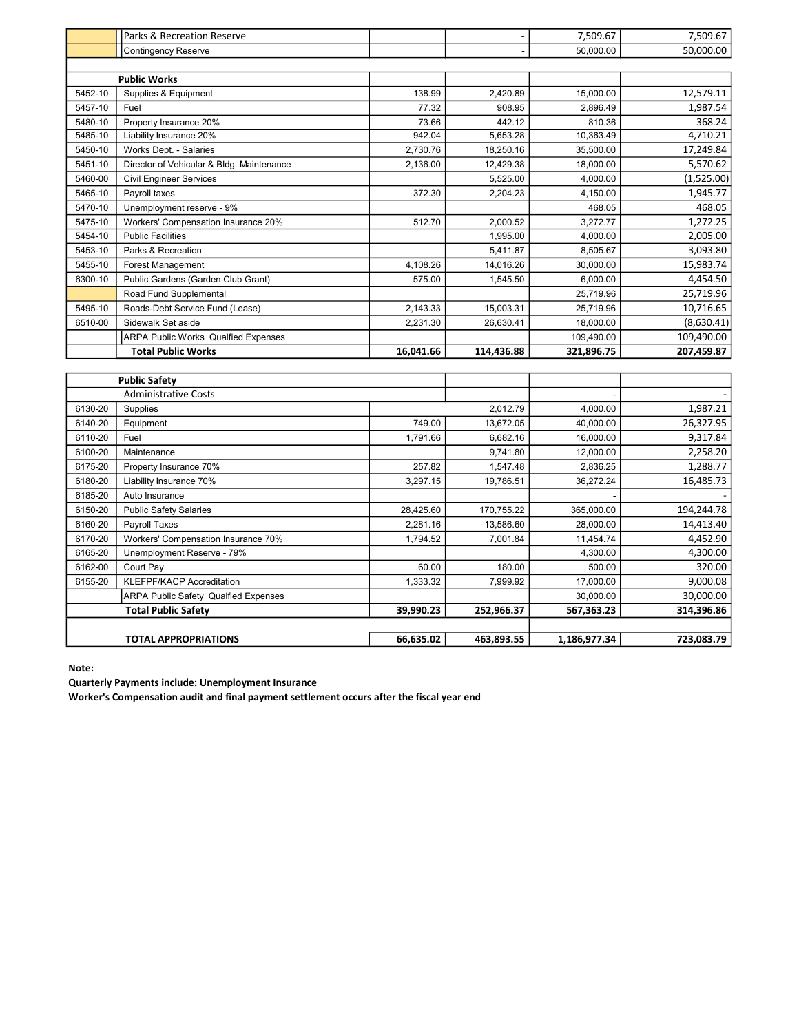| | | | | | |
|---|---|---|---|---|---|
| | Parks & Recreation Reserve | | - | 7,509.67 | 7,509.67 |
| | Contingency Reserve | | - | 50,000.00 | 50,000.00 |
| | | | | | |
| | **Public Works** | | | | |
| 5452-10 | Supplies & Equipment | 138.99 | 2,420.89 | 15,000.00 | 12,579.11 |
| 5457-10 | Fuel | 77.32 | 908.95 | 2,896.49 | 1,987.54 |
| 5480-10 | Property Insurance 20% | 73.66 | 442.12 | 810.36 | 368.24 |
| 5485-10 | Liability Insurance 20% | 942.04 | 5,653.28 | 10,363.49 | 4,710.21 |
| 5450-10 | Works Dept. - Salaries | 2,730.76 | 18,250.16 | 35,500.00 | 17,249.84 |
| 5451-10 | Director of Vehicular & Bldg. Maintenance | 2,136.00 | 12,429.38 | 18,000.00 | 5,570.62 |
| 5460-00 | Civil Engineer Services | | 5,525.00 | 4,000.00 | (1,525.00) |
| 5465-10 | Payroll taxes | 372.30 | 2,204.23 | 4,150.00 | 1,945.77 |
| 5470-10 | Unemployment reserve - 9% | | | 468.05 | 468.05 |
| 5475-10 | Workers' Compensation Insurance 20% | 512.70 | 2,000.52 | 3,272.77 | 1,272.25 |
| 5454-10 | Public Facilities | | 1,995.00 | 4,000.00 | 2,005.00 |
| 5453-10 | Parks & Recreation | | 5,411.87 | 8,505.67 | 3,093.80 |
| 5455-10 | Forest Management | 4,108.26 | 14,016.26 | 30,000.00 | 15,983.74 |
| 6300-10 | Public Gardens (Garden Club Grant) | 575.00 | 1,545.50 | 6,000.00 | 4,454.50 |
| | Road Fund Supplemental | | | 25,719.96 | 25,719.96 |
| 5495-10 | Roads-Debt Service Fund (Lease) | 2,143.33 | 15,003.31 | 25,719.96 | 10,716.65 |
| 6510-00 | Sidewalk Set aside | 2,231.30 | 26,630.41 | 18,000.00 | (8,630.41) |
| | ARPA Public Works Qualfied Expenses | | | 109,490.00 | 109,490.00 |
| | **Total Public Works** | **16,041.66** | **114,436.88** | **321,896.75** | **207,459.87** |
| | | | | | |
| | **Public Safety** | | | | |
| | Administrative Costs | | | - | - |
| 6130-20 | Supplies | | 2,012.79 | 4,000.00 | 1,987.21 |
| 6140-20 | Equipment | 749.00 | 13,672.05 | 40,000.00 | 26,327.95 |
| 6110-20 | Fuel | 1,791.66 | 6,682.16 | 16,000.00 | 9,317.84 |
| 6100-20 | Maintenance | | 9,741.80 | 12,000.00 | 2,258.20 |
| 6175-20 | Property Insurance 70% | 257.82 | 1,547.48 | 2,836.25 | 1,288.77 |
| 6180-20 | Liability Insurance 70% | 3,297.15 | 19,786.51 | 36,272.24 | 16,485.73 |
| 6185-20 | Auto Insurance | | | - | - |
| 6150-20 | Public Safety Salaries | 28,425.60 | 170,755.22 | 365,000.00 | 194,244.78 |
| 6160-20 | Payroll Taxes | 2,281.16 | 13,586.60 | 28,000.00 | 14,413.40 |
| 6170-20 | Workers' Compensation Insurance 70% | 1,794.52 | 7,001.84 | 11,454.74 | 4,452.90 |
| 6165-20 | Unemployment Reserve - 79% | | | 4,300.00 | 4,300.00 |
| 6162-00 | Court Pay | 60.00 | 180.00 | 500.00 | 320.00 |
| 6155-20 | KLEFPF/KACP Accreditation | 1,333.32 | 7,999.92 | 17,000.00 | 9,000.08 |
| | ARPA Public Safety Qualfied Expenses | | | 30,000.00 | 30,000.00 |
| | **Total Public Safety** | **39,990.23** | **252,966.37** | **567,363.23** | **314,396.86** |
| | | | | | |
| | **TOTAL APPROPRIATIONS** | **66,635.02** | **463,893.55** | **1,186,977.34** | **723,083.79** |

**Note:**

**Quarterly Payments include: Unemployment Insurance**

**Worker's Compensation audit and final payment settlement occurs after the fiscal year end**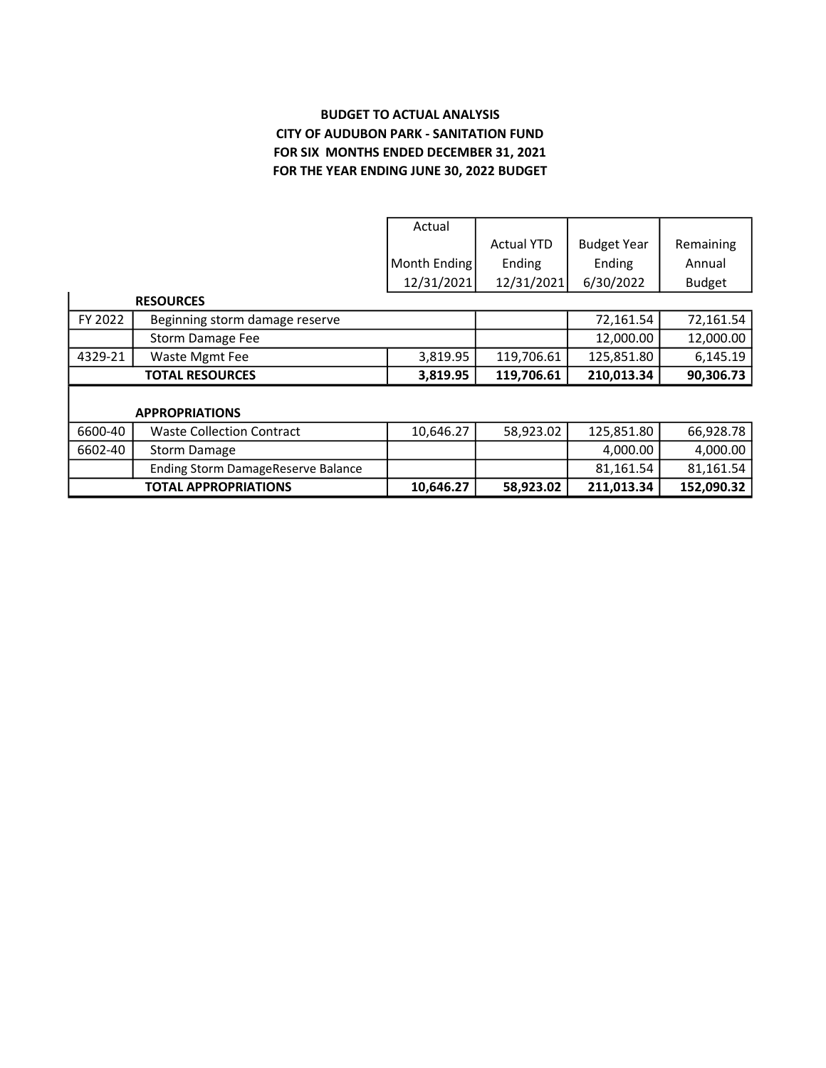**BUDGET TO ACTUAL ANALYSIS**
**CITY OF AUDUBON PARK - SANITATION FUND**
**FOR SIX MONTHS ENDED DECEMBER 31, 2021**
**FOR THE YEAR ENDING JUNE 30, 2022 BUDGET**

| | | Actual Month Ending 12/31/2021 | Actual YTD Ending 12/31/2021 | Budget Year Ending 6/30/2022 | Remaining Annual Budget |
|---|---|---|---|---|---|
| | **RESOURCES** | | | | |
| FY 2022 | Beginning storm damage reserve | | | 72,161.54 | 72,161.54 |
| | Storm Damage Fee | | | 12,000.00 | 12,000.00 |
| 4329-21 | Waste Mgmt Fee | 3,819.95 | 119,706.61 | 125,851.80 | 6,145.19 |
| | **TOTAL RESOURCES** | **3,819.95** | **119,706.61** | **210,013.34** | **90,306.73** |
| | | | | | |
| | **APPROPRIATIONS** | | | | |
| 6600-40 | Waste Collection Contract | 10,646.27 | 58,923.02 | 125,851.80 | 66,928.78 |
| 6602-40 | Storm Damage | | | 4,000.00 | 4,000.00 |
| | Ending Storm DamageReserve Balance | | | 81,161.54 | 81,161.54 |
| | **TOTAL APPROPRIATIONS** | **10,646.27** | **58,923.02** | **211,013.34** | **152,090.32** |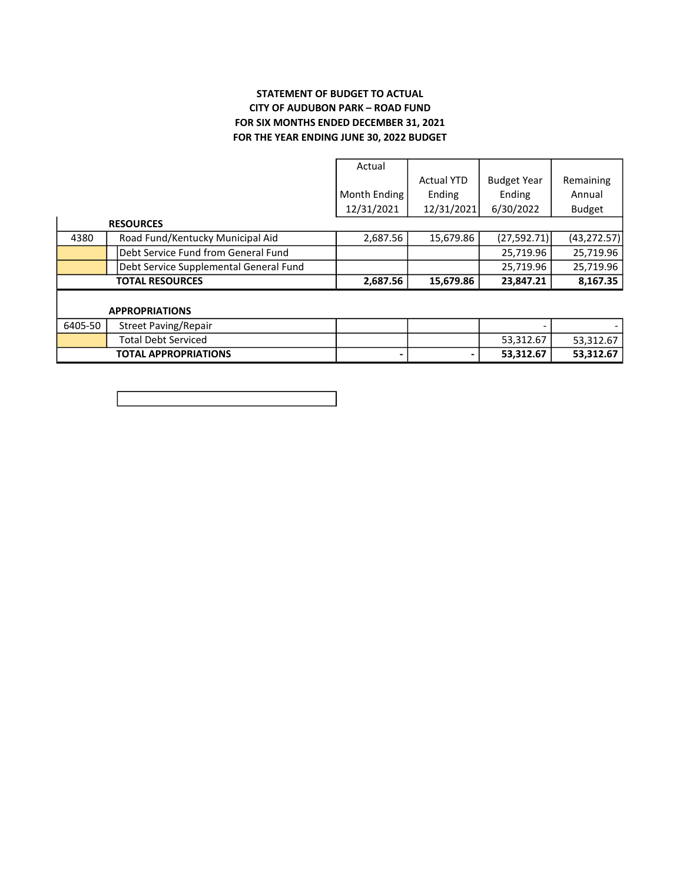**STATEMENT OF BUDGET TO ACTUAL**
**CITY OF AUDUBON PARK – ROAD FUND**
**FOR SIX MONTHS ENDED DECEMBER 31, 2021**
**FOR THE YEAR ENDING JUNE 30, 2022 BUDGET**

| | | Actual Month Ending 12/31/2021 | Actual YTD Ending 12/31/2021 | Budget Year Ending 6/30/2022 | Remaining Annual Budget |
|---|---|---|---|---|---|
| | **RESOURCES** | | | | |
| 4380 | Road Fund/Kentucky Municipal Aid | 2,687.56 | 15,679.86 | (27,592.71) | (43,272.57) |
| | Debt Service Fund from General Fund | | | 25,719.96 | 25,719.96 |
| | Debt Service Supplemental General Fund | | | 25,719.96 | 25,719.96 |
| | **TOTAL RESOURCES** | **2,687.56** | **15,679.86** | **23,847.21** | **8,167.35** |
| | | | | | |
| | **APPROPRIATIONS** | | | | |
| 6405-50 | Street Paving/Repair | | | - | - |
| | Total Debt Serviced | | | 53,312.67 | 53,312.67 |
| | **TOTAL APPROPRIATIONS** | **-** | **-** | **53,312.67** | **53,312.67** |